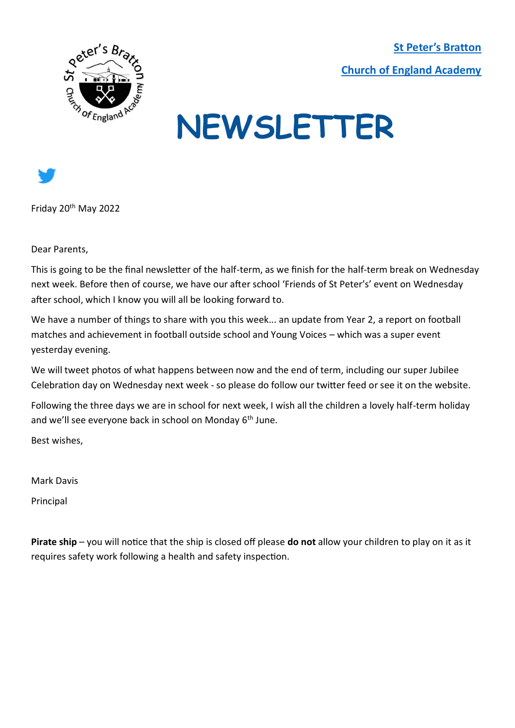**St Peter's Bratton**

**Church of England Academy**

# NEWSLETTER

Friday 20th May 2022

Dear Parents,

This is going to be the final newsletter of the half-term, as we finish for the half-term break on Wednesday next week. Before then of course, we have our after school 'Friends of St Peter's' event on Wednesday after school, which I know you will all be looking forward to.

We have a number of things to share with you this week... an update from Year 2, a report on football matches and achievement in football outside school and Young Voices – which was a super event yesterday evening.

We will tweet photos of what happens between now and the end of term, including our super Jubilee Celebration day on Wednesday next week - so please do follow our twitter feed or see it on the website.

Following the three days we are in school for next week, I wish all the children a lovely half-term holiday and we'll see everyone back in school on Monday 6th June.

Best wishes,

Mark Davis

Principal

**Pirate ship** – you will notice that the ship is closed off please **do not** allow your children to play on it as it requires safety work following a health and safety inspection.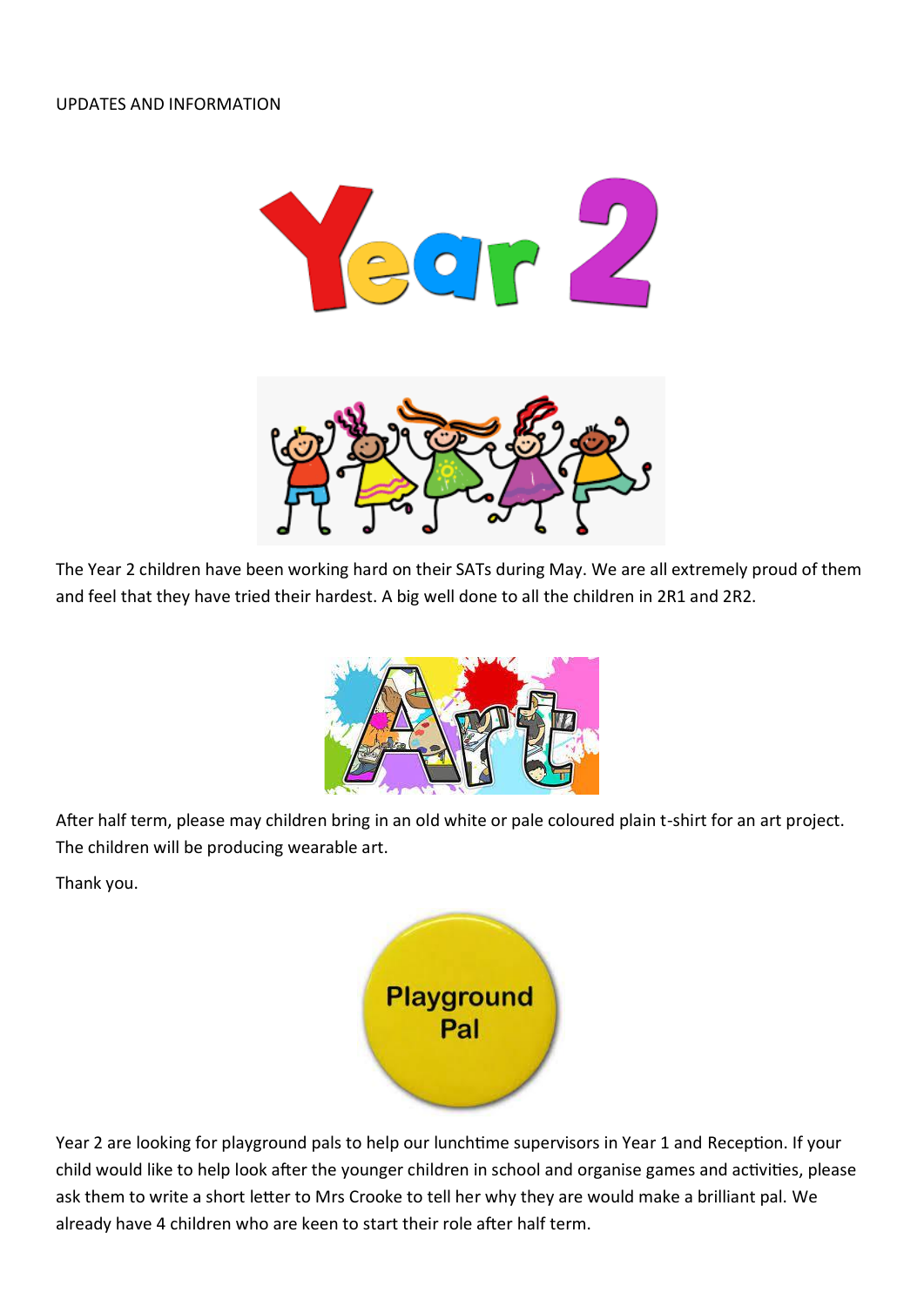UPDATES AND INFORMATION

# Year 2

The Year 2 children have been working hard on their SATs during May. We are all extremely proud of them and feel that they have tried their hardest. A big well done to all the children in 2R1 and 2R2.

## Art

After half term, please may children bring in an old white or pale coloured plain t-shirt for an art project. The children will be producing wearable art.

Thank you.

## Playground Pal

Year 2 are looking for playground pals to help our lunchtime supervisors in Year 1 and Reception. If your child would like to help look after the younger children in school and organise games and activities, please ask them to write a short letter to Mrs Crooke to tell her why they are would make a brilliant pal. We already have 4 children who are keen to start their role after half term.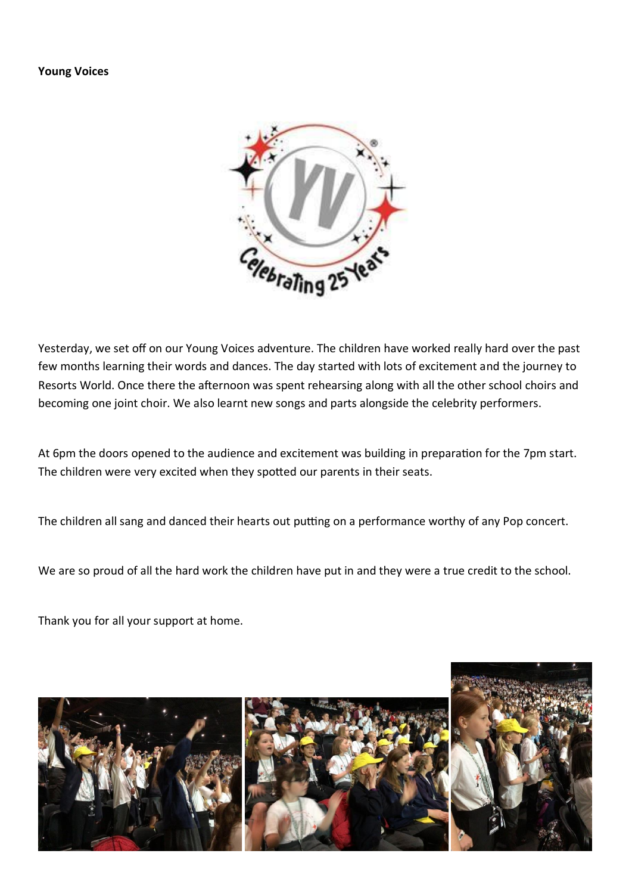**Young Voices**

Yesterday, we set off on our Young Voices adventure. The children have worked really hard over the past few months learning their words and dances. The day started with lots of excitement and the journey to Resorts World. Once there the afternoon was spent rehearsing along with all the other school choirs and becoming one joint choir. We also learnt new songs and parts alongside the celebrity performers.

At 6pm the doors opened to the audience and excitement was building in preparation for the 7pm start. The children were very excited when they spotted our parents in their seats.

The children all sang and danced their hearts out putting on a performance worthy of any Pop concert.

We are so proud of all the hard work the children have put in and they were a true credit to the school.

Thank you for all your support at home.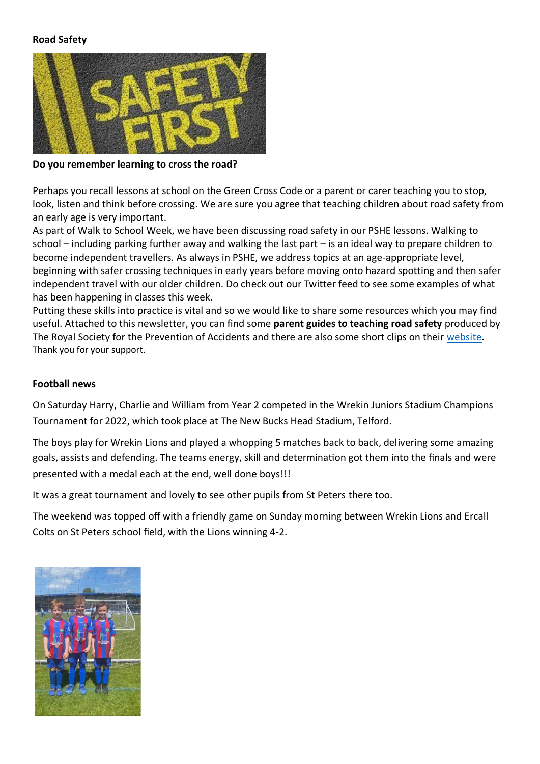**Road Safety**

**Do you remember learning to cross the road?**

Perhaps you recall lessons at school on the Green Cross Code or a parent or carer teaching you to stop, look, listen and think before crossing. We are sure you agree that teaching children about road safety from an early age is very important.

As part of Walk to School Week, we have been discussing road safety in our PSHE lessons. Walking to school – including parking further away and walking the last part – is an ideal way to prepare children to become independent travellers. As always in PSHE, we address topics at an age-appropriate level, beginning with safer crossing techniques in early years before moving onto hazard spotting and then safer independent travel with our older children. Do check out our Twitter feed to see some examples of what has been happening in classes this week.

Putting these skills into practice is vital and so we would like to share some resources which you may find useful. Attached to this newsletter, you can find some **parent guides to teaching road safety** produced by The Royal Society for the Prevention of Accidents and there are also some short clips on their website.

Thank you for your support.

**Football news**

On Saturday Harry, Charlie and William from Year 2 competed in the Wrekin Juniors Stadium Champions Tournament for 2022, which took place at The New Bucks Head Stadium, Telford.

The boys play for Wrekin Lions and played a whopping 5 matches back to back, delivering some amazing goals, assists and defending. The teams energy, skill and determination got them into the finals and were presented with a medal each at the end, well done boys!!!

It was a great tournament and lovely to see other pupils from St Peters there too.

The weekend was topped off with a friendly game on Sunday morning between Wrekin Lions and Ercall Colts on St Peters school field, with the Lions winning 4-2.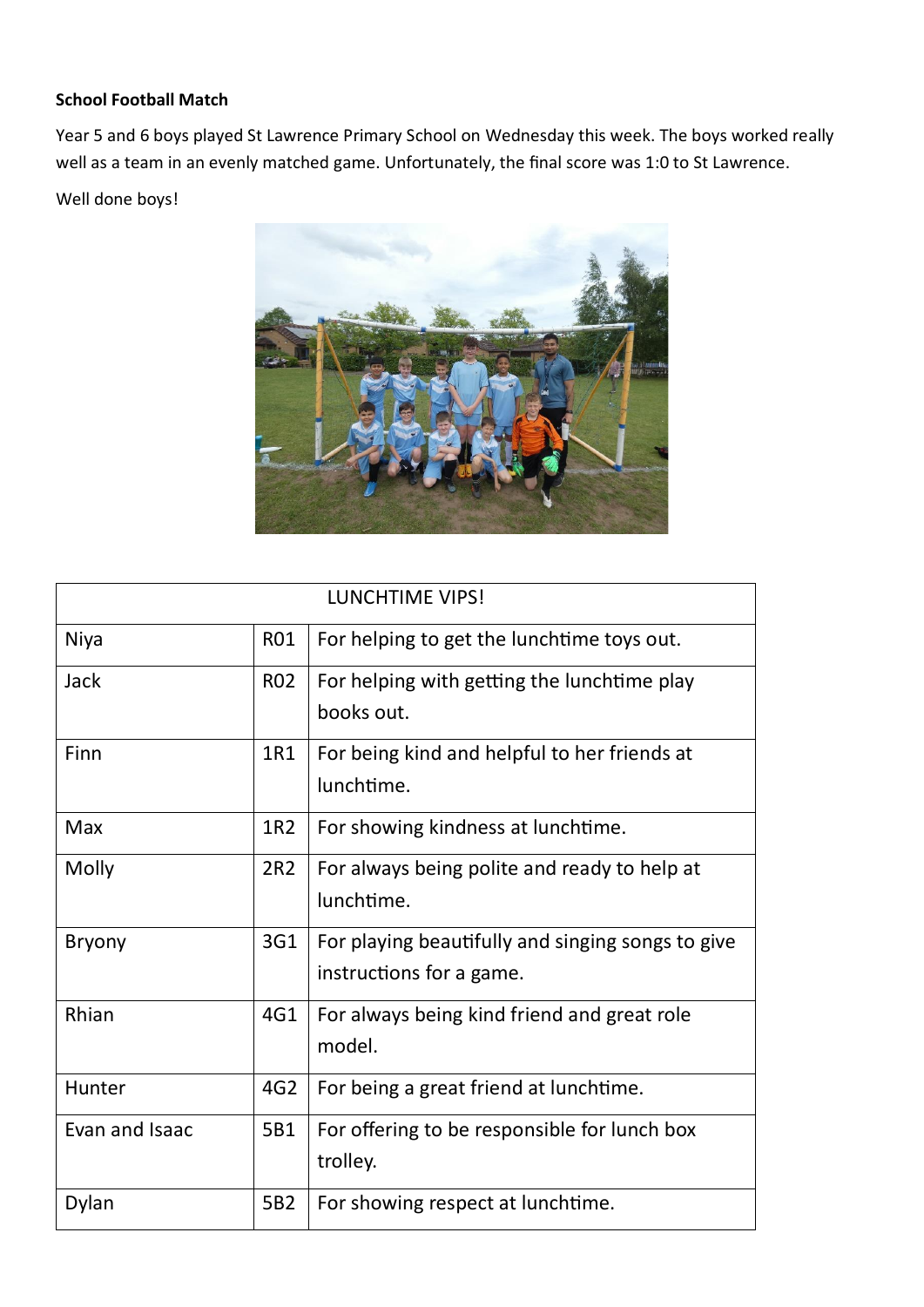**School Football Match**

Year 5 and 6 boys played St Lawrence Primary School on Wednesday this week. The boys worked really well as a team in an evenly matched game. Unfortunately, the final score was 1:0 to St Lawrence.

Well done boys!

| LUNCHTIME VIPS! | | |
|---|---|---|
| Niya | R01 | For helping to get the lunchtime toys out. |
| Jack | R02 | For helping with getting the lunchtime play books out. |
| Finn | 1R1 | For being kind and helpful to her friends at lunchtime. |
| Max | 1R2 | For showing kindness at lunchtime. |
| Molly | 2R2 | For always being polite and ready to help at lunchtime. |
| Bryony | 3G1 | For playing beautifully and singing songs to give instructions for a game. |
| Rhian | 4G1 | For always being kind friend and great role model. |
| Hunter | 4G2 | For being a great friend at lunchtime. |
| Evan and Isaac | 5B1 | For offering to be responsible for lunch box trolley. |
| Dylan | 5B2 | For showing respect at lunchtime. |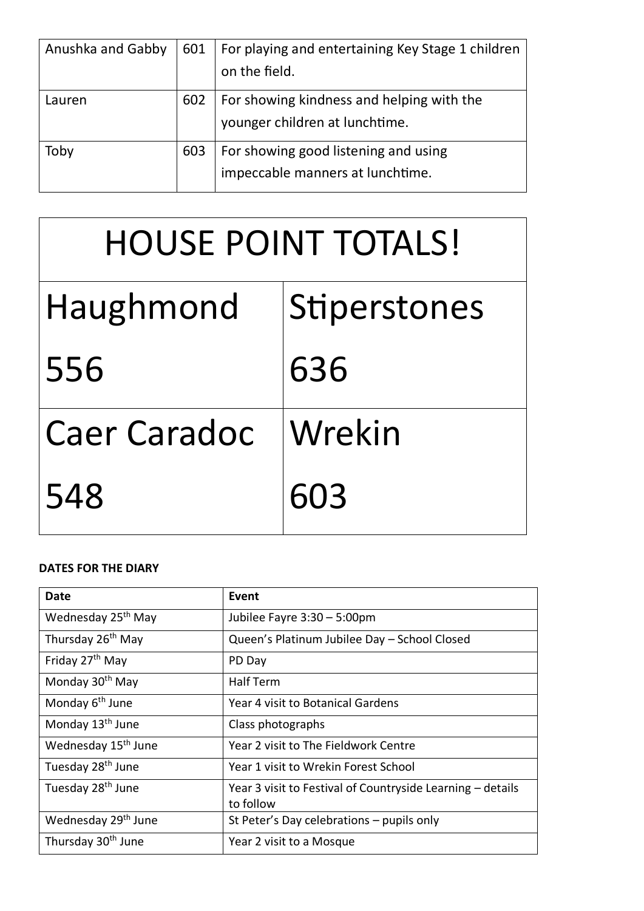| Anushka and Gabby | 601 | For playing and entertaining Key Stage 1 children on the field. |
|---|---|---|
| Lauren | 602 | For showing kindness and helping with the younger children at lunchtime. |
| Toby | 603 | For showing good listening and using impeccable manners at lunchtime. |

| HOUSE POINT TOTALS! | |
|---|---|
| Haughmond 556 | Stiperstones 636 |
| Caer Caradoc 548 | Wrekin 603 |

**DATES FOR THE DIARY**

| Date | Event |
|---|---|
| Wednesday 25th May | Jubilee Fayre 3:30 – 5:00pm |
| Thursday 26th May | Queen's Platinum Jubilee Day – School Closed |
| Friday 27th May | PD Day |
| Monday 30th May | Half Term |
| Monday 6th June | Year 4 visit to Botanical Gardens |
| Monday 13th June | Class photographs |
| Wednesday 15th June | Year 2 visit to The Fieldwork Centre |
| Tuesday 28th June | Year 1 visit to Wrekin Forest School |
| Tuesday 28th June | Year 3 visit to Festival of Countryside Learning – details to follow |
| Wednesday 29th June | St Peter's Day celebrations – pupils only |
| Thursday 30th June | Year 2 visit to a Mosque |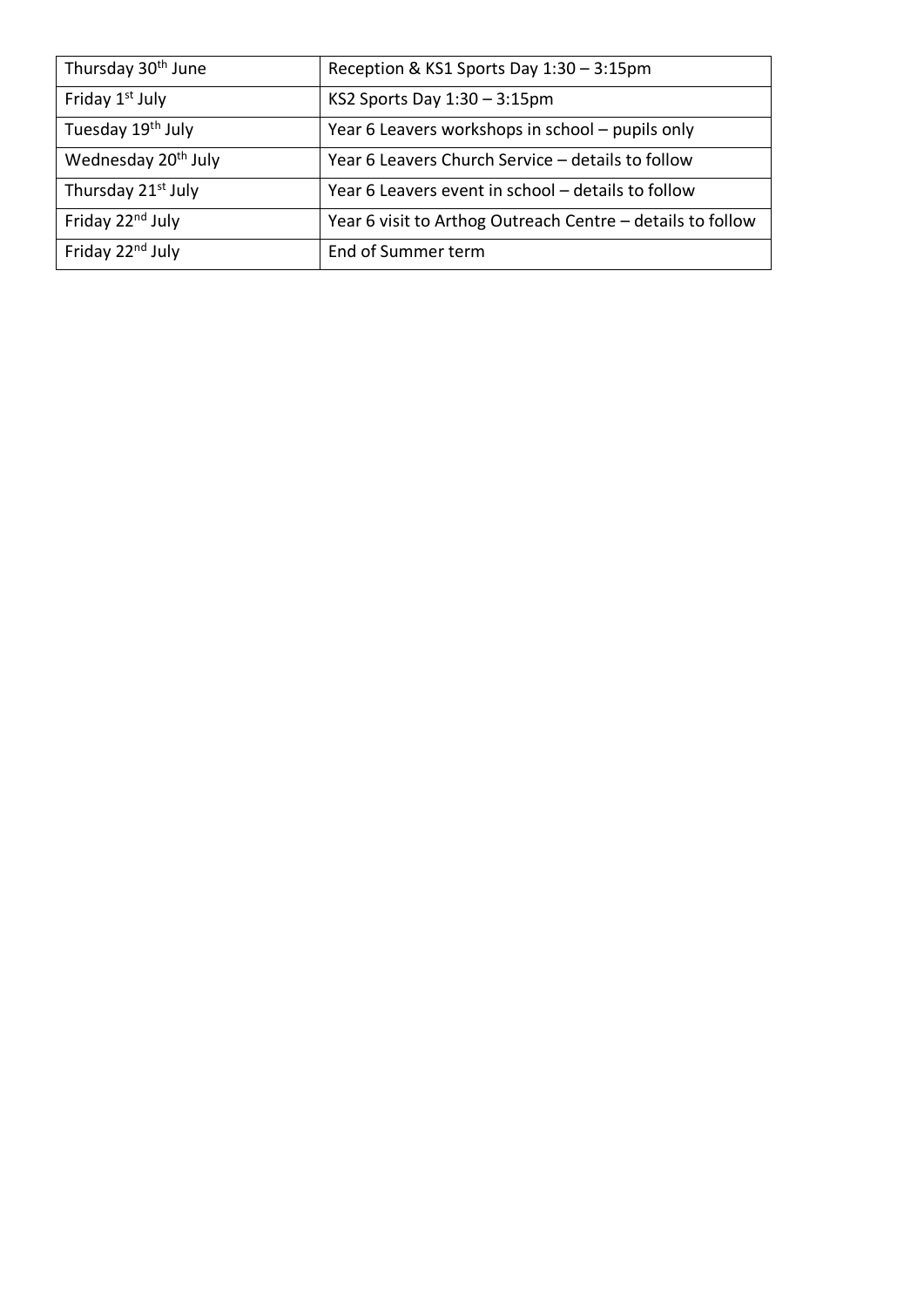| | |
|---|---|
| Thursday 30th June | Reception & KS1 Sports Day 1:30 – 3:15pm |
| Friday 1st July | KS2 Sports Day 1:30 – 3:15pm |
| Tuesday 19th July | Year 6 Leavers workshops in school – pupils only |
| Wednesday 20th July | Year 6 Leavers Church Service – details to follow |
| Thursday 21st July | Year 6 Leavers event in school – details to follow |
| Friday 22nd July | Year 6 visit to Arthog Outreach Centre – details to follow |
| Friday 22nd July | End of Summer term |